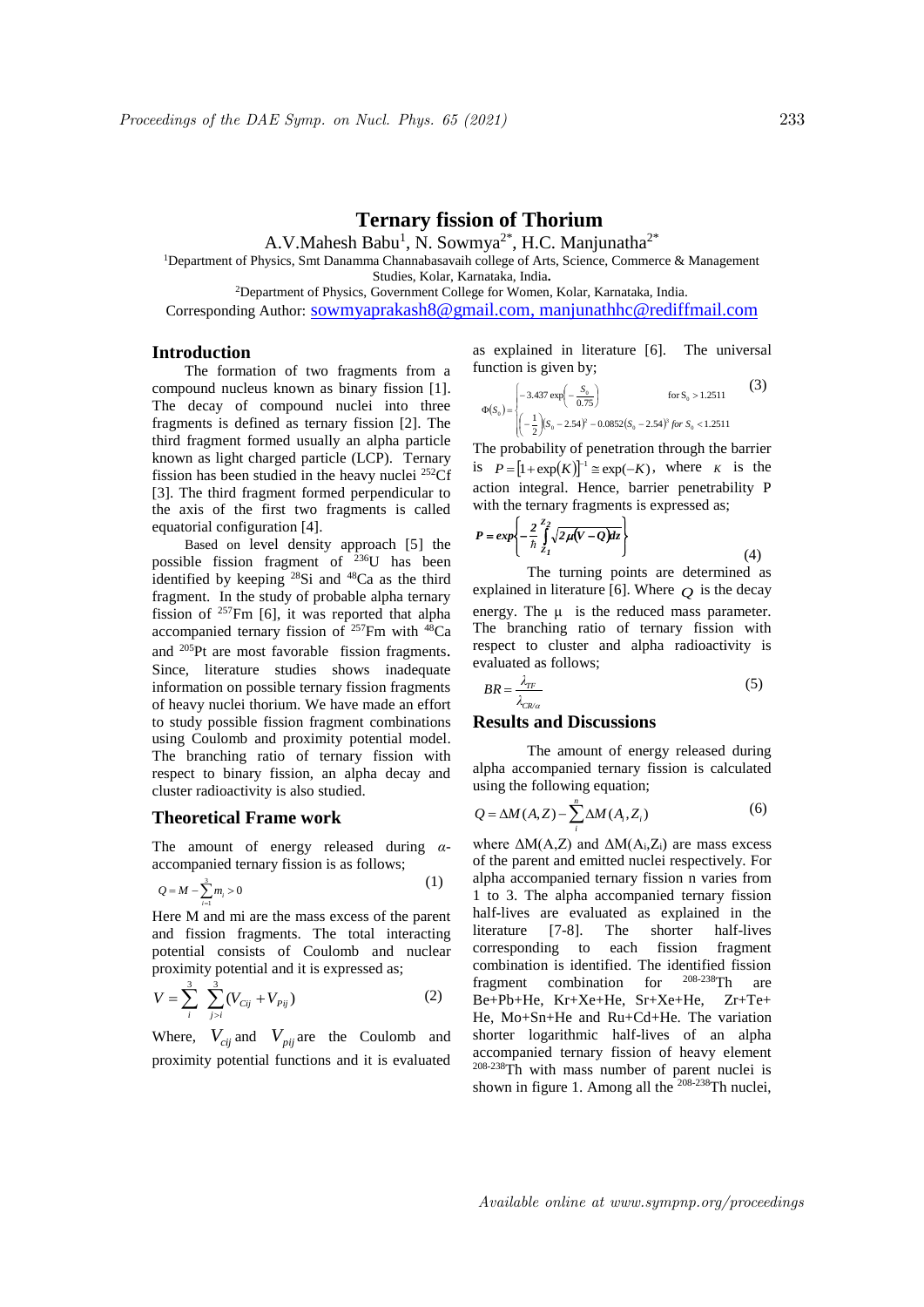# Ternary fission of Thorium

A.V.Mahesh Babu[1], N. Sowmya[2*], H.C. Manjunatha[2*]

[1]Department of Physics, Smt Danamma Channabasavaih college of Arts, Science, Commerce & Management Studies, Kolar, Karnataka, India.

[2]Department of Physics, Government College for Women, Kolar, Karnataka, India.

Corresponding Author: sowmyaprakash8@gmail.com, manjunathhc@rediffmail.com

## Introduction

The formation of two fragments from a compound nucleus known as binary fission [1]. The decay of compound nuclei into three fragments is defined as ternary fission [2]. The third fragment formed usually an alpha particle known as light charged particle (LCP). Ternary fission has been studied in the heavy nuclei $^{252}$Cf [3]. The third fragment formed perpendicular to the axis of the first two fragments is called equatorial configuration [4].

Based on level density approach [5] the possible fission fragment of $^{236}$U has been identified by keeping $^{28}$Si and $^{48}$Ca as the third fragment. In the study of probable alpha ternary fission of $^{257}$Fm [6], it was reported that alpha accompanied ternary fission of $^{257}$Fm with $^{48}$Ca and $^{205}$Pt are most favorable fission fragments. Since, literature studies shows inadequate information on possible ternary fission fragments of heavy nuclei thorium. We have made an effort to study possible fission fragment combinations using Coulomb and proximity potential model. The branching ratio of ternary fission with respect to binary fission, an alpha decay and cluster radioactivity is also studied.

## Theoretical Frame work

The amount of energy released during $\alpha$-accompanied ternary fission is as follows;

$$Q = M - \sum_{i=1}^{3} m_i > 0 \tag{1}$$

Here M and mi are the mass excess of the parent and fission fragments. The total interacting potential consists of Coulomb and nuclear proximity potential and it is expressed as;

$$V = \sum_{i}^{3} \sum_{j>i}^{3} (V_{Cij} + V_{Pij}) \tag{2}$$

Where, $V_{cij}$ and $V_{pij}$ are the Coulomb and proximity potential functions and it is evaluated as explained in literature [6]. The universal function is given by;

$$\Phi(S_0) = \begin{cases} -3.437\exp\left(-\frac{S_0}{0.75}\right) & \text{for } S_0 > 1.2511 \\ \left(-\frac{1}{2}\right)(S_0 - 2.54)^2 - 0.0852(S_0 - 2.54)^3 & \text{for } S_0 < 1.2511 \end{cases} \tag{3}$$

The probability of penetration through the barrier is $P = [1+\exp(K)]^{-1} \cong \exp(-K)$, where $K$ is the action integral. Hence, barrier penetrability P with the ternary fragments is expressed as;

$$P = \exp\left\{-\frac{2}{\hbar}\int_{Z_1}^{Z_2}\sqrt{2\mu(V-Q)}dz\right\} \tag{4}$$

The turning points are determined as explained in literature [6]. Where $Q$ is the decay energy. The $\mu$ is the reduced mass parameter. The branching ratio of ternary fission with respect to cluster and alpha radioactivity is evaluated as follows;

$$BR = \frac{\lambda_{TF}}{\lambda_{CR/\alpha}} \tag{5}$$

## Results and Discussions

The amount of energy released during alpha accompanied ternary fission is calculated using the following equation;

$$Q = \Delta M(A,Z) - \sum_{i}^{n} \Delta M(A_i, Z_i) \tag{6}$$

where $\Delta M(A,Z)$ and $\Delta M(A_i,Z_i)$ are mass excess of the parent and emitted nuclei respectively. For alpha accompanied ternary fission n varies from 1 to 3. The alpha accompanied ternary fission half-lives are evaluated as explained in the literature [7-8]. The shorter half-lives corresponding to each fission fragment combination is identified. The identified fission fragment combination for $^{208-238}$Th are Be+Pb+He, Kr+Xe+He, Sr+Xe+He, Zr+Te+He, Mo+Sn+He and Ru+Cd+He. The variation shorter logarithmic half-lives of an alpha accompanied ternary fission of heavy element $^{208-238}$Th with mass number of parent nuclei is shown in figure 1. Among all the $^{208-238}$Th nuclei,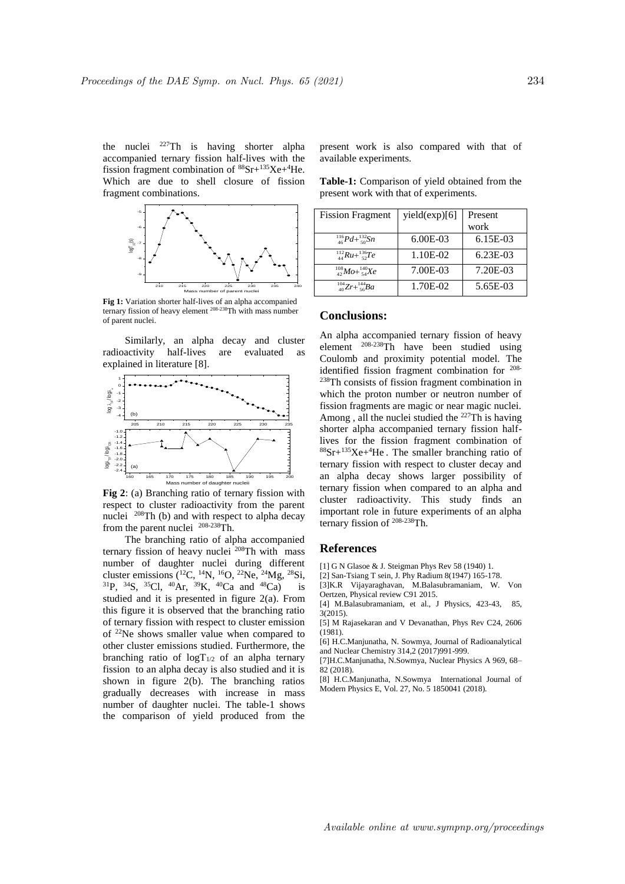the nuclei $^{227}$Th is having shorter alpha accompanied ternary fission half-lives with the fission fragment combination of $^{88}$Sr+$^{135}$Xe+$^{4}$He. Which are due to shell closure of fission fragment combinations.

-5
-6
-7
-8
-9
$\log T_{1/2}(s)$
210 215 220 225 230 235 240
Mass number of parent nuclei

**Fig 1:** Variation shorter half-lives of an alpha accompanied ternary fission of heavy element $^{208-238}$Th with mass number of parent nuclei.

Similarly, an alpha decay and cluster radioactivity half-lives are evaluated as explained in literature [8].

1
0
-1
-2
-3
-4
(b)
205 210 215 220 225 230 235

-1.0
-1.2
-1.4
-1.6
-1.8
-2.0
-2.2
-2.4
(a)
160 165 170 175 180 185 190 195 200
Mass number of daughter nucleii

**Fig 2**: (a) Branching ratio of ternary fission with respect to cluster radioactivity from the parent nuclei $^{208}$Th (b) and with respect to alpha decay from the parent nuclei $^{208-238}$Th.

The branching ratio of alpha accompanied ternary fission of heavy nuclei $^{208}$Th with mass number of daughter nuclei during different cluster emissions ($^{12}$C, $^{14}$N, $^{16}$O, $^{22}$Ne, $^{24}$Mg, $^{28}$Si, $^{31}$P, $^{34}$S, $^{35}$Cl, $^{40}$Ar, $^{39}$K, $^{40}$Ca and $^{48}$Ca) is studied and it is presented in figure 2(a). From this figure it is observed that the branching ratio of ternary fission with respect to cluster emission of $^{22}$Ne shows smaller value when compared to other cluster emissions studied. Furthermore, the branching ratio of $\log T_{1/2}$ of an alpha ternary fission to an alpha decay is also studied and it is shown in figure 2(b). The branching ratios gradually decreases with increase in mass number of daughter nuclei. The table-1 shows the comparison of yield produced from the present work is also compared with that of available experiments.

**Table-1:** Comparison of yield obtained from the present work with that of experiments.

| Fission Fragment | yield(exp)[6] | Present work |
|---|---|---|
| $^{116}_{46}Pd+^{132}_{50}Sn$ | 6.00E-03 | 6.15E-03 |
| $^{112}_{44}Ru+^{136}_{52}Te$ | 1.10E-02 | 6.23E-03 |
| $^{108}_{42}Mo+^{140}_{54}Xe$ | 7.00E-03 | 7.20E-03 |
| $^{104}_{40}Zr+^{144}_{56}Ba$ | 1.70E-02 | 5.65E-03 |

## Conclusions:

An alpha accompanied ternary fission of heavy element $^{208-238}$Th have been studied using Coulomb and proximity potential model. The identified fission fragment combination for $^{208-238}$Th consists of fission fragment combination in which the proton number or neutron number of fission fragments are magic or near magic nuclei. Among , all the nuclei studied the $^{227}$Th is having shorter alpha accompanied ternary fission half-lives for the fission fragment combination of $^{88}$Sr+$^{135}$Xe+$^{4}$He . The smaller branching ratio of ternary fission with respect to cluster decay and an alpha decay shows larger possibility of ternary fission when compared to an alpha and cluster radioactivity. This study finds an important role in future experiments of an alpha ternary fission of $^{208-238}$Th.

## References

[1] G N Glasoe & J. Steigman Phys Rev 58 (1940) 1.

[2] San-Tsiang T sein, J. Phy Radium 8(1947) 165-178.

[3]K.R Vijayaraghavan, M.Balasubramaniam, W. Von Oertzen, Physical review C91 2015.

[4] M.Balasubramaniam, et al., J Physics, 423-43, 85, 3(2015).

[5] M Rajasekaran and V Devanathan, Phys Rev C24, 2606 (1981).

[6] H.C.Manjunatha, N. Sowmya, Journal of Radioanalytical and Nuclear Chemistry 314,2 (2017)991-999.

[7]H.C.Manjunatha, N.Sowmya, Nuclear Physics A 969, 68–82 (2018).

[8] H.C.Manjunatha, N.Sowmya International Journal of Modern Physics E, Vol. 27, No. 5 1850041 (2018).